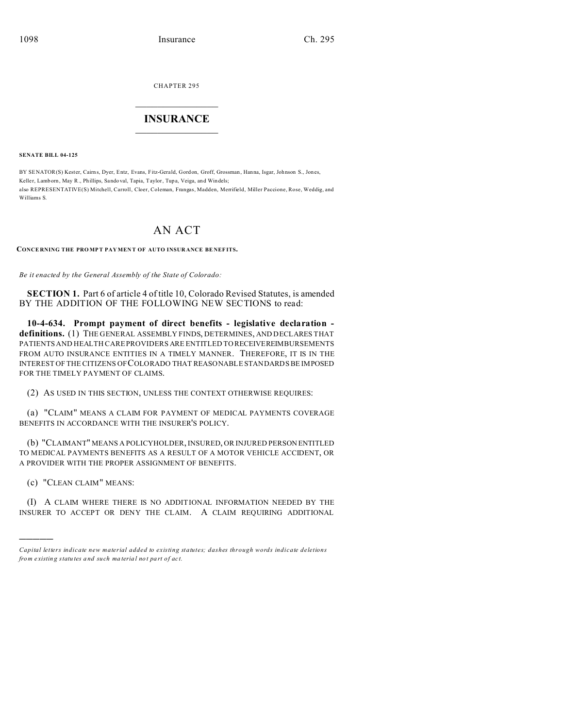CHAPTER 295

# INSURANCE

**SENATE BILL 04-125**

BY SENATOR(S) Kester, Cairns, Dyer, Entz, Evans, Fitz-Gerald, Gordon, Groff, Grossman, Hanna, Isgar, Johnson S., Jones, Keller, Lamborn, May R., Phillips, Sandoval, Tapia, Taylor, Tupa, Veiga, and Windels;
also REPRESENTATIVE(S) Mitchell, Carroll, Cloer, Coleman, Frangas, Madden, Merrifield, Miller Paccione, Rose, Weddig, and Williams S.

# AN ACT

**CONCERNING THE PROMPT PAYMENT OF AUTO INSURANCE BENEFITS.**

*Be it enacted by the General Assembly of the State of Colorado:*

**SECTION 1.** Part 6 of article 4 of title 10, Colorado Revised Statutes, is amended BY THE ADDITION OF THE FOLLOWING NEW SECTIONS to read:

**10-4-634. Prompt payment of direct benefits - legislative declaration - definitions.** (1) THE GENERAL ASSEMBLY FINDS, DETERMINES, AND DECLARES THAT PATIENTS AND HEALTH CARE PROVIDERS ARE ENTITLED TO RECEIVE REIMBURSEMENTS FROM AUTO INSURANCE ENTITIES IN A TIMELY MANNER. THEREFORE, IT IS IN THE INTEREST OF THE CITIZENS OF COLORADO THAT REASONABLE STANDARDS BE IMPOSED FOR THE TIMELY PAYMENT OF CLAIMS.

(2) AS USED IN THIS SECTION, UNLESS THE CONTEXT OTHERWISE REQUIRES:

(a) "CLAIM" MEANS A CLAIM FOR PAYMENT OF MEDICAL PAYMENTS COVERAGE BENEFITS IN ACCORDANCE WITH THE INSURER'S POLICY.

(b) "CLAIMANT" MEANS A POLICYHOLDER, INSURED, OR INJURED PERSON ENTITLED TO MEDICAL PAYMENTS BENEFITS AS A RESULT OF A MOTOR VEHICLE ACCIDENT, OR A PROVIDER WITH THE PROPER ASSIGNMENT OF BENEFITS.

(c) "CLEAN CLAIM" MEANS:

(I) A CLAIM WHERE THERE IS NO ADDITIONAL INFORMATION NEEDED BY THE INSURER TO ACCEPT OR DENY THE CLAIM. A CLAIM REQUIRING ADDITIONAL

---

*Capital letters indicate new material added to existing statutes; dashes through words indicate deletions from existing statutes and such material not part of act.*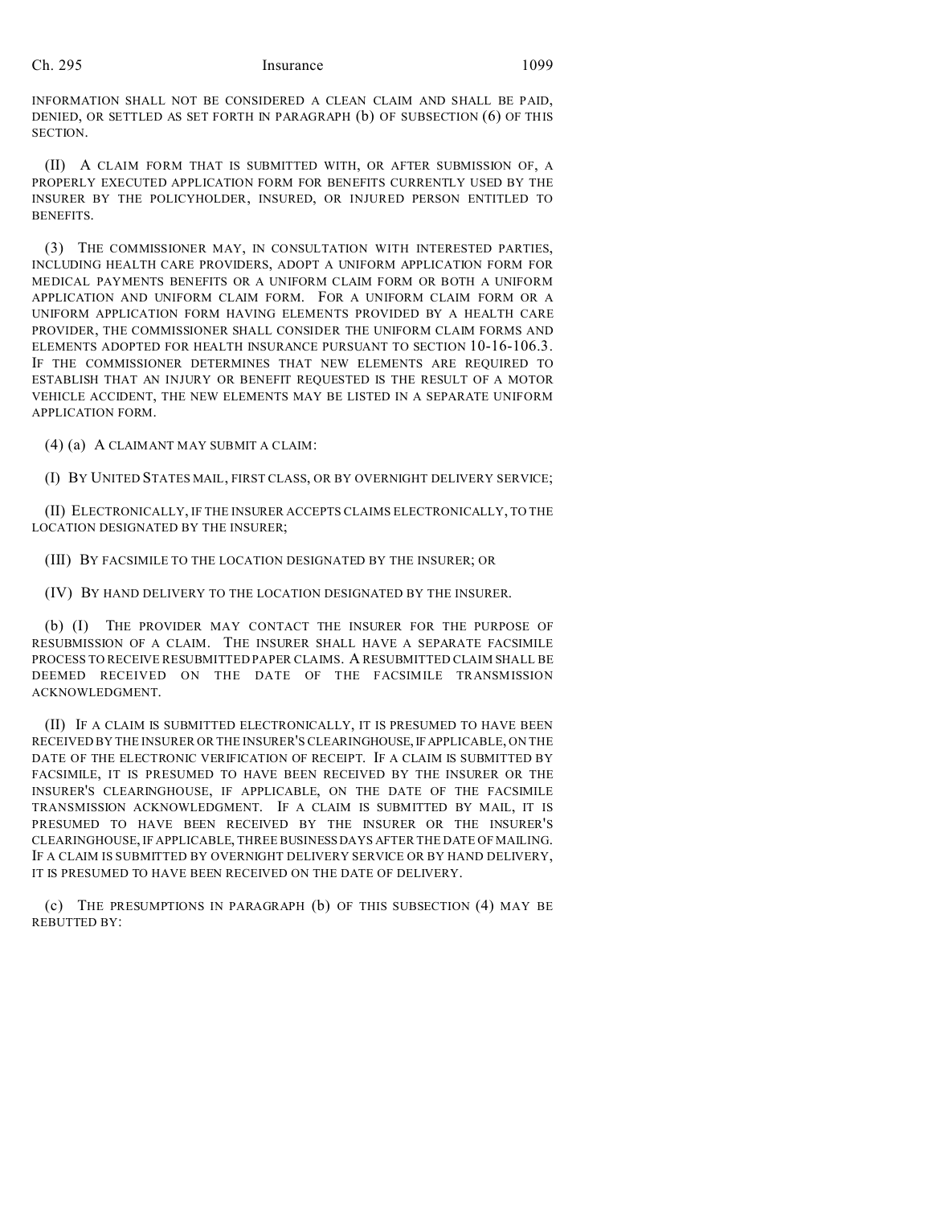INFORMATION SHALL NOT BE CONSIDERED A CLEAN CLAIM AND SHALL BE PAID, DENIED, OR SETTLED AS SET FORTH IN PARAGRAPH (b) OF SUBSECTION (6) OF THIS SECTION.

(II) A CLAIM FORM THAT IS SUBMITTED WITH, OR AFTER SUBMISSION OF, A PROPERLY EXECUTED APPLICATION FORM FOR BENEFITS CURRENTLY USED BY THE INSURER BY THE POLICYHOLDER, INSURED, OR INJURED PERSON ENTITLED TO BENEFITS.

(3) THE COMMISSIONER MAY, IN CONSULTATION WITH INTERESTED PARTIES, INCLUDING HEALTH CARE PROVIDERS, ADOPT A UNIFORM APPLICATION FORM FOR MEDICAL PAYMENTS BENEFITS OR A UNIFORM CLAIM FORM OR BOTH A UNIFORM APPLICATION AND UNIFORM CLAIM FORM. FOR A UNIFORM CLAIM FORM OR A UNIFORM APPLICATION FORM HAVING ELEMENTS PROVIDED BY A HEALTH CARE PROVIDER, THE COMMISSIONER SHALL CONSIDER THE UNIFORM CLAIM FORMS AND ELEMENTS ADOPTED FOR HEALTH INSURANCE PURSUANT TO SECTION 10-16-106.3. IF THE COMMISSIONER DETERMINES THAT NEW ELEMENTS ARE REQUIRED TO ESTABLISH THAT AN INJURY OR BENEFIT REQUESTED IS THE RESULT OF A MOTOR VEHICLE ACCIDENT, THE NEW ELEMENTS MAY BE LISTED IN A SEPARATE UNIFORM APPLICATION FORM.

(4) (a) A CLAIMANT MAY SUBMIT A CLAIM:

(I) BY UNITED STATES MAIL, FIRST CLASS, OR BY OVERNIGHT DELIVERY SERVICE;

(II) ELECTRONICALLY, IF THE INSURER ACCEPTS CLAIMS ELECTRONICALLY, TO THE LOCATION DESIGNATED BY THE INSURER;

(III) BY FACSIMILE TO THE LOCATION DESIGNATED BY THE INSURER; OR

(IV) BY HAND DELIVERY TO THE LOCATION DESIGNATED BY THE INSURER.

(b) (I) THE PROVIDER MAY CONTACT THE INSURER FOR THE PURPOSE OF RESUBMISSION OF A CLAIM. THE INSURER SHALL HAVE A SEPARATE FACSIMILE PROCESS TO RECEIVE RESUBMITTED PAPER CLAIMS. A RESUBMITTED CLAIM SHALL BE DEEMED RECEIVED ON THE DATE OF THE FACSIMILE TRANSMISSION ACKNOWLEDGMENT.

(II) IF A CLAIM IS SUBMITTED ELECTRONICALLY, IT IS PRESUMED TO HAVE BEEN RECEIVED BY THE INSURER OR THE INSURER'S CLEARINGHOUSE, IF APPLICABLE, ON THE DATE OF THE ELECTRONIC VERIFICATION OF RECEIPT. IF A CLAIM IS SUBMITTED BY FACSIMILE, IT IS PRESUMED TO HAVE BEEN RECEIVED BY THE INSURER OR THE INSURER'S CLEARINGHOUSE, IF APPLICABLE, ON THE DATE OF THE FACSIMILE TRANSMISSION ACKNOWLEDGMENT. IF A CLAIM IS SUBMITTED BY MAIL, IT IS PRESUMED TO HAVE BEEN RECEIVED BY THE INSURER OR THE INSURER'S CLEARINGHOUSE, IF APPLICABLE, THREE BUSINESS DAYS AFTER THE DATE OF MAILING. IF A CLAIM IS SUBMITTED BY OVERNIGHT DELIVERY SERVICE OR BY HAND DELIVERY, IT IS PRESUMED TO HAVE BEEN RECEIVED ON THE DATE OF DELIVERY.

(c) THE PRESUMPTIONS IN PARAGRAPH (b) OF THIS SUBSECTION (4) MAY BE REBUTTED BY: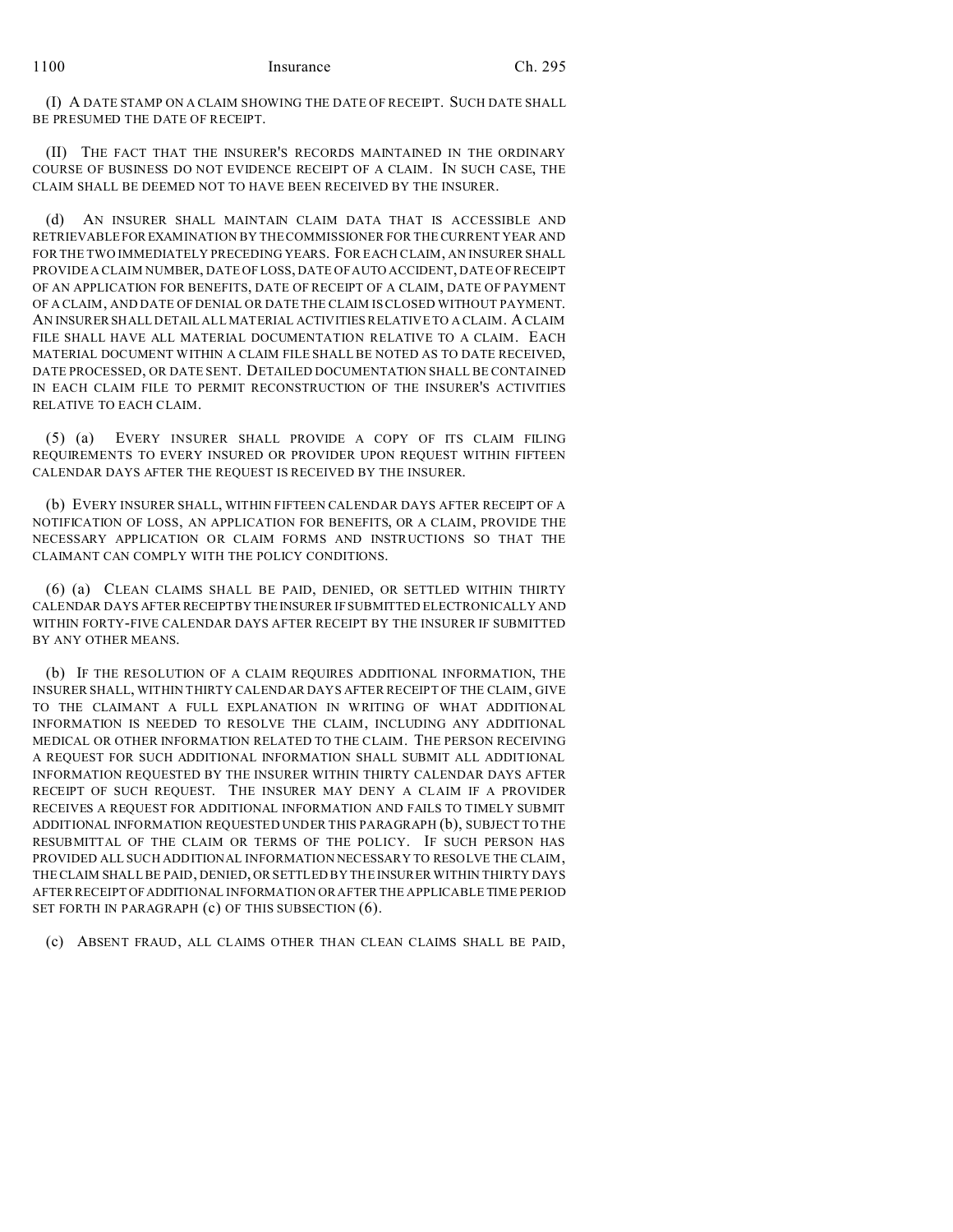(I) A DATE STAMP ON A CLAIM SHOWING THE DATE OF RECEIPT. SUCH DATE SHALL BE PRESUMED THE DATE OF RECEIPT.

(II) THE FACT THAT THE INSURER'S RECORDS MAINTAINED IN THE ORDINARY COURSE OF BUSINESS DO NOT EVIDENCE RECEIPT OF A CLAIM. IN SUCH CASE, THE CLAIM SHALL BE DEEMED NOT TO HAVE BEEN RECEIVED BY THE INSURER.

(d) AN INSURER SHALL MAINTAIN CLAIM DATA THAT IS ACCESSIBLE AND RETRIEVABLE FOR EXAMINATION BY THE COMMISSIONER FOR THE CURRENT YEAR AND FOR THE TWO IMMEDIATELY PRECEDING YEARS. FOR EACH CLAIM, AN INSURER SHALL PROVIDE A CLAIM NUMBER, DATE OF LOSS, DATE OF AUTO ACCIDENT, DATE OF RECEIPT OF AN APPLICATION FOR BENEFITS, DATE OF RECEIPT OF A CLAIM, DATE OF PAYMENT OF A CLAIM, AND DATE OF DENIAL OR DATE THE CLAIM IS CLOSED WITHOUT PAYMENT. AN INSURER SHALL DETAIL ALL MATERIAL ACTIVITIES RELATIVE TO A CLAIM. A CLAIM FILE SHALL HAVE ALL MATERIAL DOCUMENTATION RELATIVE TO A CLAIM. EACH MATERIAL DOCUMENT WITHIN A CLAIM FILE SHALL BE NOTED AS TO DATE RECEIVED, DATE PROCESSED, OR DATE SENT. DETAILED DOCUMENTATION SHALL BE CONTAINED IN EACH CLAIM FILE TO PERMIT RECONSTRUCTION OF THE INSURER'S ACTIVITIES RELATIVE TO EACH CLAIM.

(5) (a) EVERY INSURER SHALL PROVIDE A COPY OF ITS CLAIM FILING REQUIREMENTS TO EVERY INSURED OR PROVIDER UPON REQUEST WITHIN FIFTEEN CALENDAR DAYS AFTER THE REQUEST IS RECEIVED BY THE INSURER.

(b) EVERY INSURER SHALL, WITHIN FIFTEEN CALENDAR DAYS AFTER RECEIPT OF A NOTIFICATION OF LOSS, AN APPLICATION FOR BENEFITS, OR A CLAIM, PROVIDE THE NECESSARY APPLICATION OR CLAIM FORMS AND INSTRUCTIONS SO THAT THE CLAIMANT CAN COMPLY WITH THE POLICY CONDITIONS.

(6) (a) CLEAN CLAIMS SHALL BE PAID, DENIED, OR SETTLED WITHIN THIRTY CALENDAR DAYS AFTER RECEIPT BY THE INSURER IF SUBMITTED ELECTRONICALLY AND WITHIN FORTY-FIVE CALENDAR DAYS AFTER RECEIPT BY THE INSURER IF SUBMITTED BY ANY OTHER MEANS.

(b) IF THE RESOLUTION OF A CLAIM REQUIRES ADDITIONAL INFORMATION, THE INSURER SHALL, WITHIN THIRTY CALENDAR DAYS AFTER RECEIPT OF THE CLAIM, GIVE TO THE CLAIMANT A FULL EXPLANATION IN WRITING OF WHAT ADDITIONAL INFORMATION IS NEEDED TO RESOLVE THE CLAIM, INCLUDING ANY ADDITIONAL MEDICAL OR OTHER INFORMATION RELATED TO THE CLAIM. THE PERSON RECEIVING A REQUEST FOR SUCH ADDITIONAL INFORMATION SHALL SUBMIT ALL ADDITIONAL INFORMATION REQUESTED BY THE INSURER WITHIN THIRTY CALENDAR DAYS AFTER RECEIPT OF SUCH REQUEST. THE INSURER MAY DENY A CLAIM IF A PROVIDER RECEIVES A REQUEST FOR ADDITIONAL INFORMATION AND FAILS TO TIMELY SUBMIT ADDITIONAL INFORMATION REQUESTED UNDER THIS PARAGRAPH (b), SUBJECT TO THE RESUBMITTAL OF THE CLAIM OR TERMS OF THE POLICY. IF SUCH PERSON HAS PROVIDED ALL SUCH ADDITIONAL INFORMATION NECESSARY TO RESOLVE THE CLAIM, THE CLAIM SHALL BE PAID, DENIED, OR SETTLED BY THE INSURER WITHIN THIRTY DAYS AFTER RECEIPT OF ADDITIONAL INFORMATION OR AFTER THE APPLICABLE TIME PERIOD SET FORTH IN PARAGRAPH (c) OF THIS SUBSECTION (6).

(c) ABSENT FRAUD, ALL CLAIMS OTHER THAN CLEAN CLAIMS SHALL BE PAID,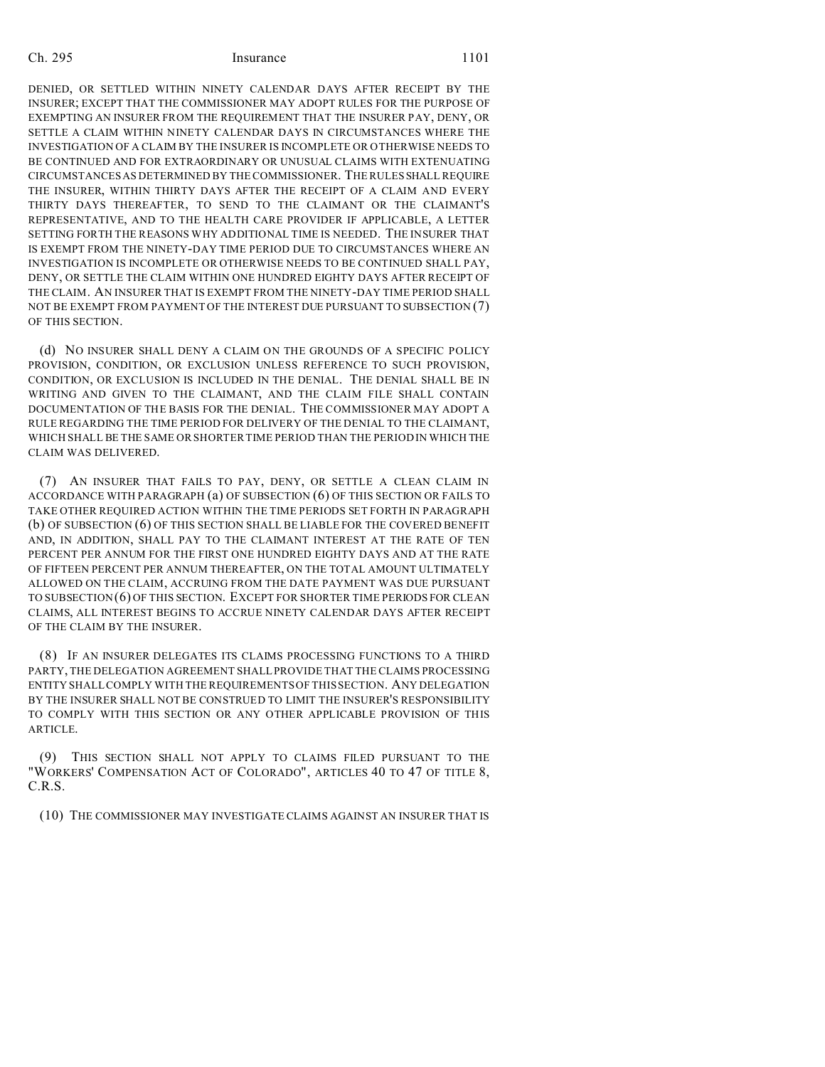DENIED, OR SETTLED WITHIN NINETY CALENDAR DAYS AFTER RECEIPT BY THE INSURER; EXCEPT THAT THE COMMISSIONER MAY ADOPT RULES FOR THE PURPOSE OF EXEMPTING AN INSURER FROM THE REQUIREMENT THAT THE INSURER PAY, DENY, OR SETTLE A CLAIM WITHIN NINETY CALENDAR DAYS IN CIRCUMSTANCES WHERE THE INVESTIGATION OF A CLAIM BY THE INSURER IS INCOMPLETE OR OTHERWISE NEEDS TO BE CONTINUED AND FOR EXTRAORDINARY OR UNUSUAL CLAIMS WITH EXTENUATING CIRCUMSTANCES AS DETERMINED BY THE COMMISSIONER. THE RULES SHALL REQUIRE THE INSURER, WITHIN THIRTY DAYS AFTER THE RECEIPT OF A CLAIM AND EVERY THIRTY DAYS THEREAFTER, TO SEND TO THE CLAIMANT OR THE CLAIMANT'S REPRESENTATIVE, AND TO THE HEALTH CARE PROVIDER IF APPLICABLE, A LETTER SETTING FORTH THE REASONS WHY ADDITIONAL TIME IS NEEDED. THE INSURER THAT IS EXEMPT FROM THE NINETY-DAY TIME PERIOD DUE TO CIRCUMSTANCES WHERE AN INVESTIGATION IS INCOMPLETE OR OTHERWISE NEEDS TO BE CONTINUED SHALL PAY, DENY, OR SETTLE THE CLAIM WITHIN ONE HUNDRED EIGHTY DAYS AFTER RECEIPT OF THE CLAIM. AN INSURER THAT IS EXEMPT FROM THE NINETY-DAY TIME PERIOD SHALL NOT BE EXEMPT FROM PAYMENT OF THE INTEREST DUE PURSUANT TO SUBSECTION (7) OF THIS SECTION.

(d) NO INSURER SHALL DENY A CLAIM ON THE GROUNDS OF A SPECIFIC POLICY PROVISION, CONDITION, OR EXCLUSION UNLESS REFERENCE TO SUCH PROVISION, CONDITION, OR EXCLUSION IS INCLUDED IN THE DENIAL. THE DENIAL SHALL BE IN WRITING AND GIVEN TO THE CLAIMANT, AND THE CLAIM FILE SHALL CONTAIN DOCUMENTATION OF THE BASIS FOR THE DENIAL. THE COMMISSIONER MAY ADOPT A RULE REGARDING THE TIME PERIOD FOR DELIVERY OF THE DENIAL TO THE CLAIMANT, WHICH SHALL BE THE SAME OR SHORTER TIME PERIOD THAN THE PERIOD IN WHICH THE CLAIM WAS DELIVERED.

(7) AN INSURER THAT FAILS TO PAY, DENY, OR SETTLE A CLEAN CLAIM IN ACCORDANCE WITH PARAGRAPH (a) OF SUBSECTION (6) OF THIS SECTION OR FAILS TO TAKE OTHER REQUIRED ACTION WITHIN THE TIME PERIODS SET FORTH IN PARAGRAPH (b) OF SUBSECTION (6) OF THIS SECTION SHALL BE LIABLE FOR THE COVERED BENEFIT AND, IN ADDITION, SHALL PAY TO THE CLAIMANT INTEREST AT THE RATE OF TEN PERCENT PER ANNUM FOR THE FIRST ONE HUNDRED EIGHTY DAYS AND AT THE RATE OF FIFTEEN PERCENT PER ANNUM THEREAFTER, ON THE TOTAL AMOUNT ULTIMATELY ALLOWED ON THE CLAIM, ACCRUING FROM THE DATE PAYMENT WAS DUE PURSUANT TO SUBSECTION (6) OF THIS SECTION. EXCEPT FOR SHORTER TIME PERIODS FOR CLEAN CLAIMS, ALL INTEREST BEGINS TO ACCRUE NINETY CALENDAR DAYS AFTER RECEIPT OF THE CLAIM BY THE INSURER.

(8) IF AN INSURER DELEGATES ITS CLAIMS PROCESSING FUNCTIONS TO A THIRD PARTY, THE DELEGATION AGREEMENT SHALL PROVIDE THAT THE CLAIMS PROCESSING ENTITY SHALL COMPLY WITH THE REQUIREMENTS OF THIS SECTION. ANY DELEGATION BY THE INSURER SHALL NOT BE CONSTRUED TO LIMIT THE INSURER'S RESPONSIBILITY TO COMPLY WITH THIS SECTION OR ANY OTHER APPLICABLE PROVISION OF THIS ARTICLE.

(9) THIS SECTION SHALL NOT APPLY TO CLAIMS FILED PURSUANT TO THE "WORKERS' COMPENSATION ACT OF COLORADO", ARTICLES 40 TO 47 OF TITLE 8, C.R.S.

(10) THE COMMISSIONER MAY INVESTIGATE CLAIMS AGAINST AN INSURER THAT IS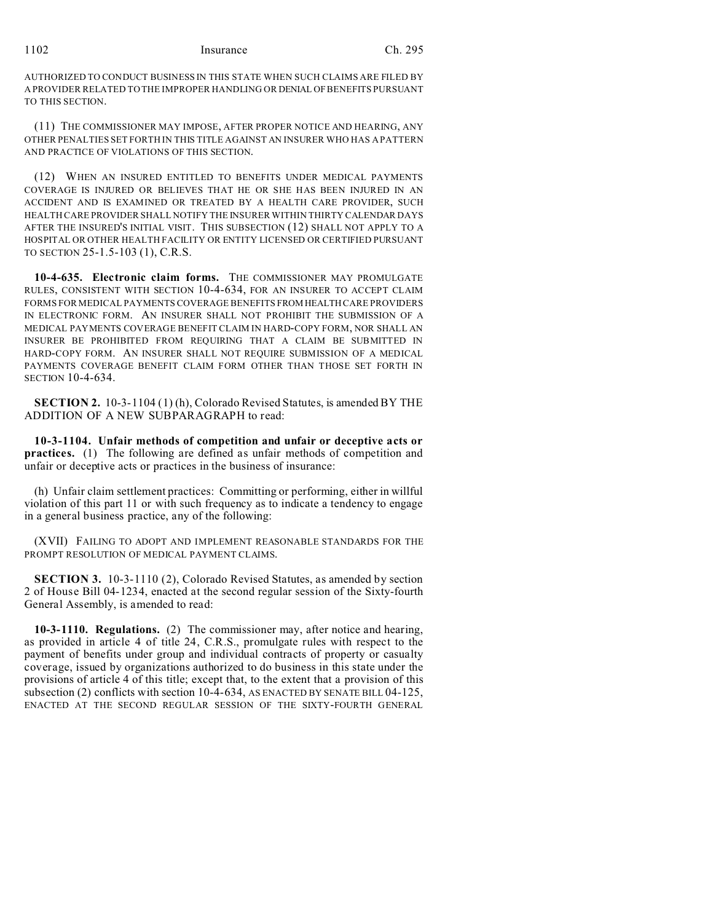AUTHORIZED TO CONDUCT BUSINESS IN THIS STATE WHEN SUCH CLAIMS ARE FILED BY A PROVIDER RELATED TO THE IMPROPER HANDLING OR DENIAL OF BENEFITS PURSUANT TO THIS SECTION.

(11) THE COMMISSIONER MAY IMPOSE, AFTER PROPER NOTICE AND HEARING, ANY OTHER PENALTIES SET FORTH IN THIS TITLE AGAINST AN INSURER WHO HAS A PATTERN AND PRACTICE OF VIOLATIONS OF THIS SECTION.

(12) WHEN AN INSURED ENTITLED TO BENEFITS UNDER MEDICAL PAYMENTS COVERAGE IS INJURED OR BELIEVES THAT HE OR SHE HAS BEEN INJURED IN AN ACCIDENT AND IS EXAMINED OR TREATED BY A HEALTH CARE PROVIDER, SUCH HEALTH CARE PROVIDER SHALL NOTIFY THE INSURER WITHIN THIRTY CALENDAR DAYS AFTER THE INSURED'S INITIAL VISIT. THIS SUBSECTION (12) SHALL NOT APPLY TO A HOSPITAL OR OTHER HEALTH FACILITY OR ENTITY LICENSED OR CERTIFIED PURSUANT TO SECTION 25-1.5-103 (1), C.R.S.

**10-4-635. Electronic claim forms.** THE COMMISSIONER MAY PROMULGATE RULES, CONSISTENT WITH SECTION 10-4-634, FOR AN INSURER TO ACCEPT CLAIM FORMS FOR MEDICAL PAYMENTS COVERAGE BENEFITS FROM HEALTH CARE PROVIDERS IN ELECTRONIC FORM. AN INSURER SHALL NOT PROHIBIT THE SUBMISSION OF A MEDICAL PAYMENTS COVERAGE BENEFIT CLAIM IN HARD-COPY FORM, NOR SHALL AN INSURER BE PROHIBITED FROM REQUIRING THAT A CLAIM BE SUBMITTED IN HARD-COPY FORM. AN INSURER SHALL NOT REQUIRE SUBMISSION OF A MEDICAL PAYMENTS COVERAGE BENEFIT CLAIM FORM OTHER THAN THOSE SET FORTH IN SECTION 10-4-634.

**SECTION 2.** 10-3-1104 (1) (h), Colorado Revised Statutes, is amended BY THE ADDITION OF A NEW SUBPARAGRAPH to read:

**10-3-1104. Unfair methods of competition and unfair or deceptive acts or practices.** (1) The following are defined as unfair methods of competition and unfair or deceptive acts or practices in the business of insurance:

(h) Unfair claim settlement practices: Committing or performing, either in willful violation of this part 11 or with such frequency as to indicate a tendency to engage in a general business practice, any of the following:

(XVII) FAILING TO ADOPT AND IMPLEMENT REASONABLE STANDARDS FOR THE PROMPT RESOLUTION OF MEDICAL PAYMENT CLAIMS.

**SECTION 3.** 10-3-1110 (2), Colorado Revised Statutes, as amended by section 2 of House Bill 04-1234, enacted at the second regular session of the Sixty-fourth General Assembly, is amended to read:

**10-3-1110. Regulations.** (2) The commissioner may, after notice and hearing, as provided in article 4 of title 24, C.R.S., promulgate rules with respect to the payment of benefits under group and individual contracts of property or casualty coverage, issued by organizations authorized to do business in this state under the provisions of article 4 of this title; except that, to the extent that a provision of this subsection (2) conflicts with section 10-4-634, AS ENACTED BY SENATE BILL 04-125, ENACTED AT THE SECOND REGULAR SESSION OF THE SIXTY-FOURTH GENERAL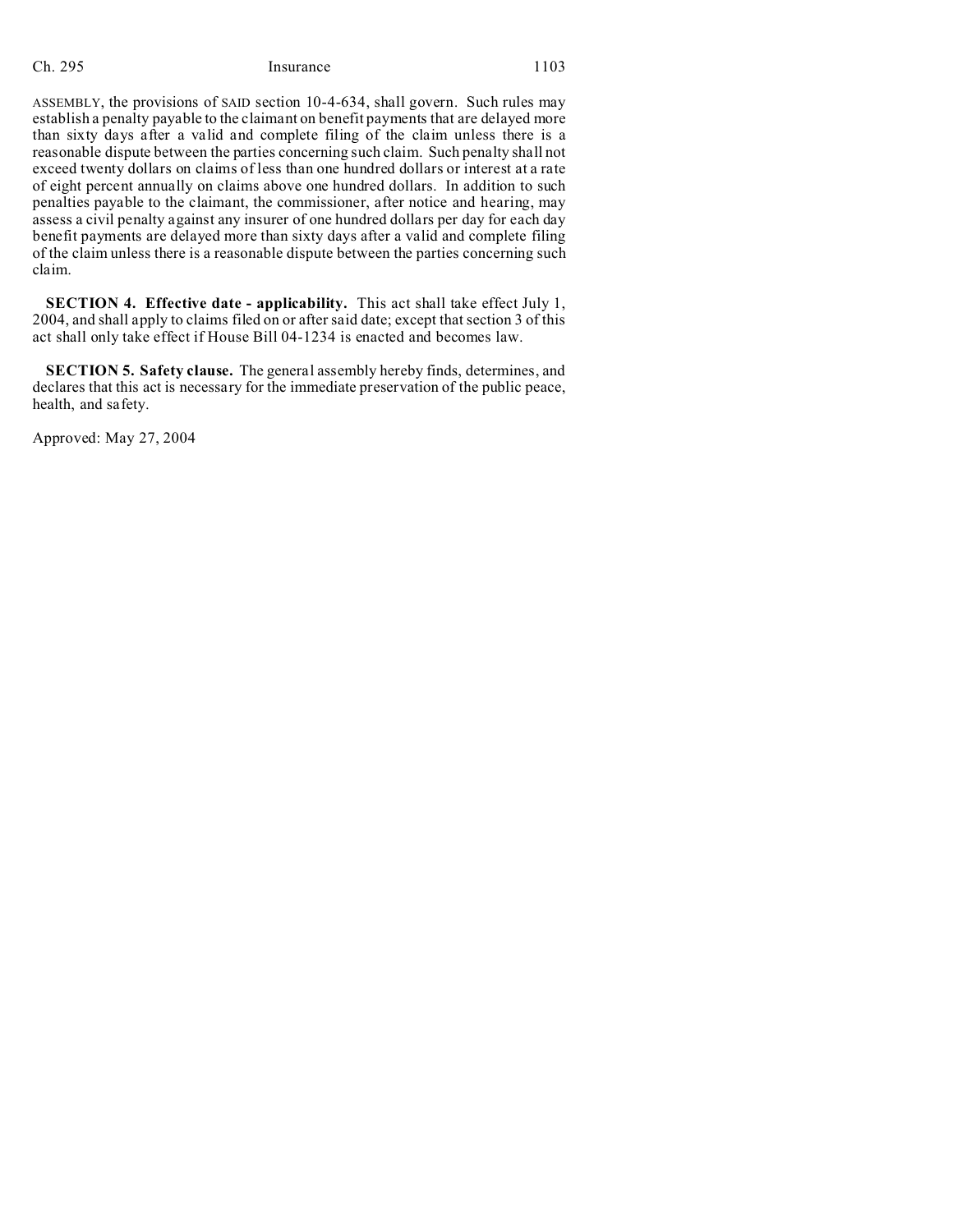ASSEMBLY, the provisions of SAID section 10-4-634, shall govern. Such rules may establish a penalty payable to the claimant on benefit payments that are delayed more than sixty days after a valid and complete filing of the claim unless there is a reasonable dispute between the parties concerning such claim. Such penalty shall not exceed twenty dollars on claims of less than one hundred dollars or interest at a rate of eight percent annually on claims above one hundred dollars. In addition to such penalties payable to the claimant, the commissioner, after notice and hearing, may assess a civil penalty against any insurer of one hundred dollars per day for each day benefit payments are delayed more than sixty days after a valid and complete filing of the claim unless there is a reasonable dispute between the parties concerning such claim.

**SECTION 4. Effective date - applicability.** This act shall take effect July 1, 2004, and shall apply to claims filed on or after said date; except that section 3 of this act shall only take effect if House Bill 04-1234 is enacted and becomes law.

**SECTION 5. Safety clause.** The general assembly hereby finds, determines, and declares that this act is necessary for the immediate preservation of the public peace, health, and safety.

Approved: May 27, 2004